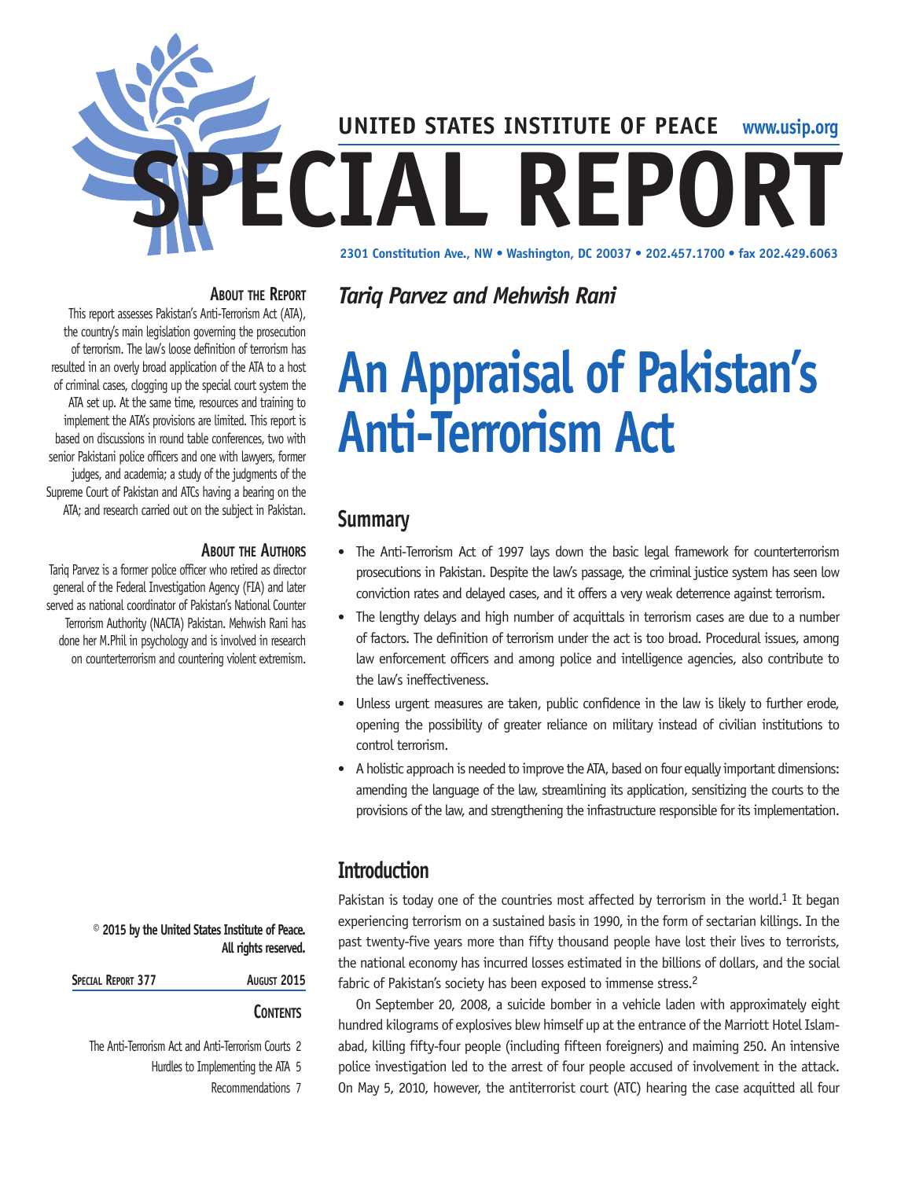UNITED STATES INSTITUTE OF PEACE www.usip.org

# SPECIAL REPORT

2301 Constitution Ave., NW • Washington, DC 20037 • 202.457.1700 • fax 202.429.6063

*Tariq Parvez and Mehwish Rani*

# An Appraisal of Pakistan's Anti-Terrorism Act

## Summary

- The Anti-Terrorism Act of 1997 lays down the basic legal framework for counterterrorism prosecutions in Pakistan. Despite the law's passage, the criminal justice system has seen low conviction rates and delayed cases, and it offers a very weak deterrence against terrorism.
- The lengthy delays and high number of acquittals in terrorism cases are due to a number of factors. The definition of terrorism under the act is too broad. Procedural issues, among law enforcement officers and among police and intelligence agencies, also contribute to the law's ineffectiveness.
- Unless urgent measures are taken, public confidence in the law is likely to further erode, opening the possibility of greater reliance on military instead of civilian institutions to control terrorism.
- A holistic approach is needed to improve the ATA, based on four equally important dimensions: amending the language of the law, streamlining its application, sensitizing the courts to the provisions of the law, and strengthening the infrastructure responsible for its implementation.

## Introduction

Pakistan is today one of the countries most affected by terrorism in the world.[1] It began experiencing terrorism on a sustained basis in 1990, in the form of sectarian killings. In the past twenty-five years more than fifty thousand people have lost their lives to terrorists, the national economy has incurred losses estimated in the billions of dollars, and the social fabric of Pakistan's society has been exposed to immense stress.[2]

On September 20, 2008, a suicide bomber in a vehicle laden with approximately eight hundred kilograms of explosives blew himself up at the entrance of the Marriott Hotel Islamabad, killing fifty-four people (including fifteen foreigners) and maiming 250. An intensive police investigation led to the arrest of four people accused of involvement in the attack. On May 5, 2010, however, the antiterrorist court (ATC) hearing the case acquitted all four

### About the Report

This report assesses Pakistan's Anti-Terrorism Act (ATA), the country's main legislation governing the prosecution of terrorism. The law's loose definition of terrorism has resulted in an overly broad application of the ATA to a host of criminal cases, clogging up the special court system the ATA set up. At the same time, resources and training to implement the ATA's provisions are limited. This report is based on discussions in round table conferences, two with senior Pakistani police officers and one with lawyers, former judges, and academia; a study of the judgments of the Supreme Court of Pakistan and ATCs having a bearing on the ATA; and research carried out on the subject in Pakistan.

### About the Authors

Tariq Parvez is a former police officer who retired as director general of the Federal Investigation Agency (FIA) and later served as national coordinator of Pakistan's National Counter Terrorism Authority (NACTA) Pakistan. Mehwish Rani has done her M.Phil in psychology and is involved in research on counterterrorism and countering violent extremism.

© 2015 by the United States Institute of Peace. All rights reserved.

Special Report 377 — August 2015

### Contents

The Anti-Terrorism Act and Anti-Terrorism Courts 2
Hurdles to Implementing the ATA 5
Recommendations 7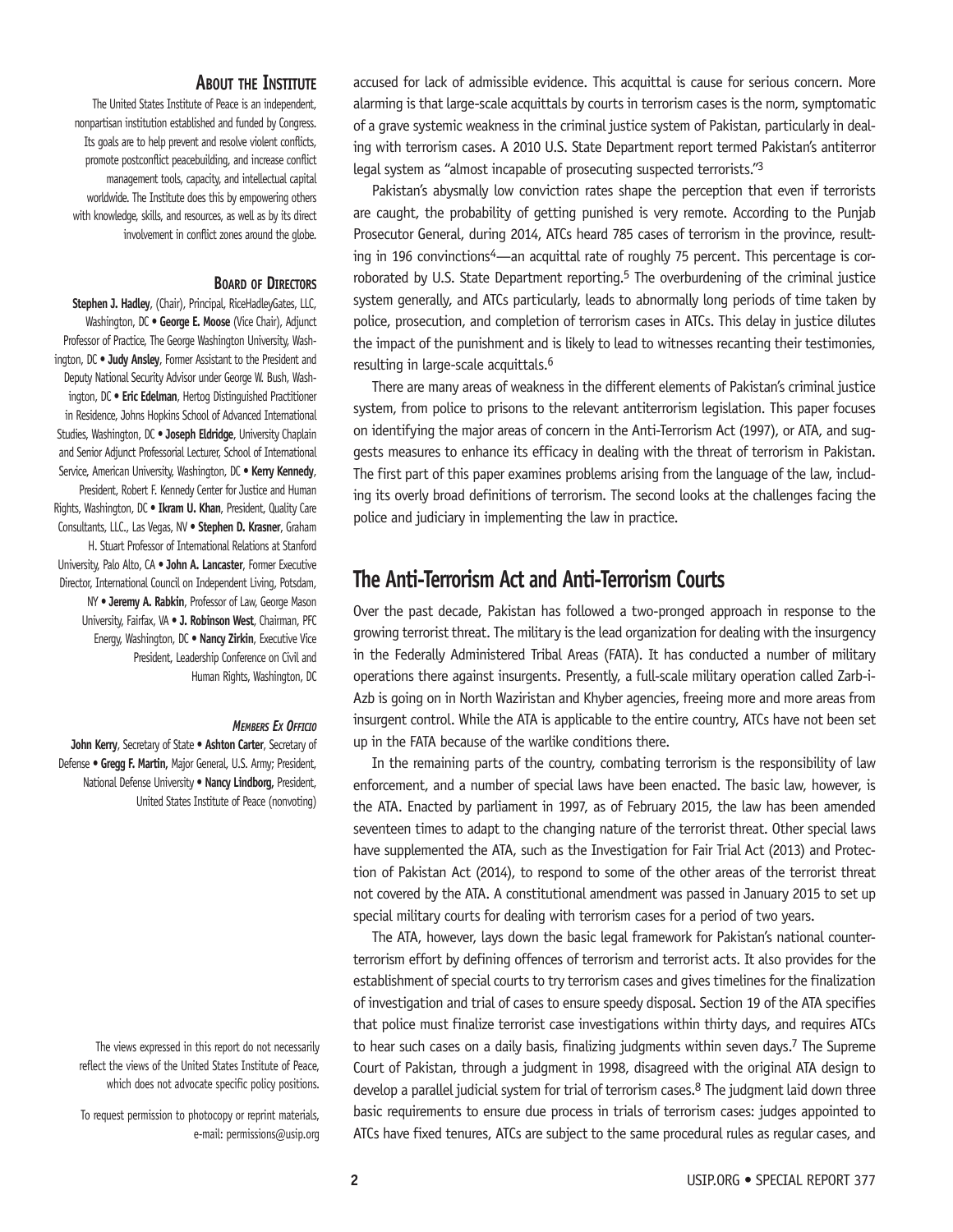## About the Institute

The United States Institute of Peace is an independent, nonpartisan institution established and funded by Congress. Its goals are to help prevent and resolve violent conflicts, promote postconflict peacebuilding, and increase conflict management tools, capacity, and intellectual capital worldwide. The Institute does this by empowering others with knowledge, skills, and resources, as well as by its direct involvement in conflict zones around the globe.

## Board of Directors

**Stephen J. Hadley**, (Chair), Principal, RiceHadleyGates, LLC, Washington, DC • **George E. Moose** (Vice Chair), Adjunct Professor of Practice, The George Washington University, Washington, DC • **Judy Ansley**, Former Assistant to the President and Deputy National Security Advisor under George W. Bush, Washington, DC • **Eric Edelman**, Hertog Distinguished Practitioner in Residence, Johns Hopkins School of Advanced International Studies, Washington, DC • **Joseph Eldridge**, University Chaplain and Senior Adjunct Professorial Lecturer, School of International Service, American University, Washington, DC • **Kerry Kennedy**, President, Robert F. Kennedy Center for Justice and Human Rights, Washington, DC • **Ikram U. Khan**, President, Quality Care Consultants, LLC., Las Vegas, NV • **Stephen D. Krasner**, Graham H. Stuart Professor of International Relations at Stanford University, Palo Alto, CA • **John A. Lancaster**, Former Executive Director, International Council on Independent Living, Potsdam, NY • **Jeremy A. Rabkin**, Professor of Law, George Mason University, Fairfax, VA • **J. Robinson West**, Chairman, PFC Energy, Washington, DC • **Nancy Zirkin**, Executive Vice President, Leadership Conference on Civil and Human Rights, Washington, DC

### *Members Ex Officio*

**John Kerry**, Secretary of State • **Ashton Carter**, Secretary of Defense • **Gregg F. Martin**, Major General, U.S. Army; President, National Defense University • **Nancy Lindborg**, President, United States Institute of Peace (nonvoting)

The views expressed in this report do not necessarily reflect the views of the United States Institute of Peace, which does not advocate specific policy positions.

To request permission to photocopy or reprint materials, e-mail: permissions@usip.org

accused for lack of admissible evidence. This acquittal is cause for serious concern. More alarming is that large-scale acquittals by courts in terrorism cases is the norm, symptomatic of a grave systemic weakness in the criminal justice system of Pakistan, particularly in dealing with terrorism cases. A 2010 U.S. State Department report termed Pakistan's antiterror legal system as "almost incapable of prosecuting suspected terrorists."[3]

Pakistan's abysmally low conviction rates shape the perception that even if terrorists are caught, the probability of getting punished is very remote. According to the Punjab Prosecutor General, during 2014, ATCs heard 785 cases of terrorism in the province, resulting in 196 convinctions[4]—an acquittal rate of roughly 75 percent. This percentage is corroborated by U.S. State Department reporting.[5] The overburdening of the criminal justice system generally, and ATCs particularly, leads to abnormally long periods of time taken by police, prosecution, and completion of terrorism cases in ATCs. This delay in justice dilutes the impact of the punishment and is likely to lead to witnesses recanting their testimonies, resulting in large-scale acquittals.[6]

There are many areas of weakness in the different elements of Pakistan's criminal justice system, from police to prisons to the relevant antiterrorism legislation. This paper focuses on identifying the major areas of concern in the Anti-Terrorism Act (1997), or ATA, and suggests measures to enhance its efficacy in dealing with the threat of terrorism in Pakistan. The first part of this paper examines problems arising from the language of the law, including its overly broad definitions of terrorism. The second looks at the challenges facing the police and judiciary in implementing the law in practice.

## The Anti-Terrorism Act and Anti-Terrorism Courts

Over the past decade, Pakistan has followed a two-pronged approach in response to the growing terrorist threat. The military is the lead organization for dealing with the insurgency in the Federally Administered Tribal Areas (FATA). It has conducted a number of military operations there against insurgents. Presently, a full-scale military operation called Zarb-i-Azb is going on in North Waziristan and Khyber agencies, freeing more and more areas from insurgent control. While the ATA is applicable to the entire country, ATCs have not been set up in the FATA because of the warlike conditions there.

In the remaining parts of the country, combating terrorism is the responsibility of law enforcement, and a number of special laws have been enacted. The basic law, however, is the ATA. Enacted by parliament in 1997, as of February 2015, the law has been amended seventeen times to adapt to the changing nature of the terrorist threat. Other special laws have supplemented the ATA, such as the Investigation for Fair Trial Act (2013) and Protection of Pakistan Act (2014), to respond to some of the other areas of the terrorist threat not covered by the ATA. A constitutional amendment was passed in January 2015 to set up special military courts for dealing with terrorism cases for a period of two years.

The ATA, however, lays down the basic legal framework for Pakistan's national counterterrorism effort by defining offences of terrorism and terrorist acts. It also provides for the establishment of special courts to try terrorism cases and gives timelines for the finalization of investigation and trial of cases to ensure speedy disposal. Section 19 of the ATA specifies that police must finalize terrorist case investigations within thirty days, and requires ATCs to hear such cases on a daily basis, finalizing judgments within seven days.[7] The Supreme Court of Pakistan, through a judgment in 1998, disagreed with the original ATA design to develop a parallel judicial system for trial of terrorism cases.[8] The judgment laid down three basic requirements to ensure due process in trials of terrorism cases: judges appointed to ATCs have fixed tenures, ATCs are subject to the same procedural rules as regular cases, and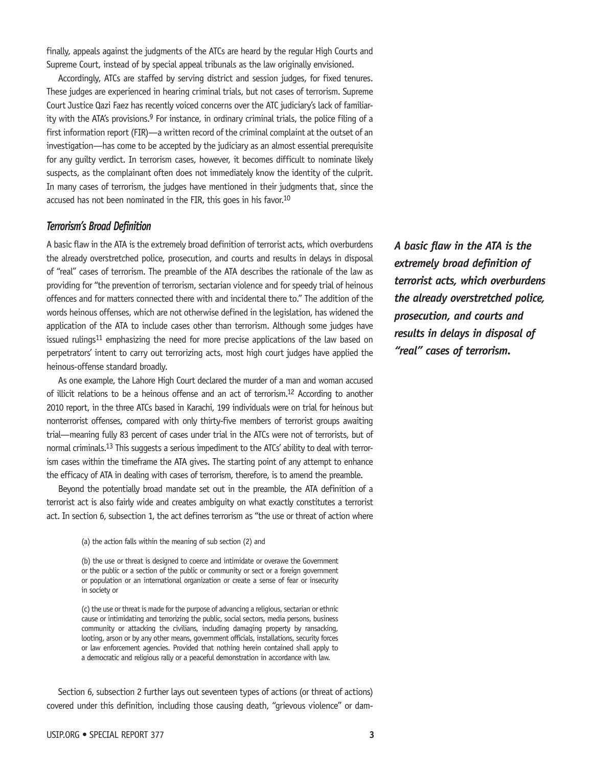finally, appeals against the judgments of the ATCs are heard by the regular High Courts and Supreme Court, instead of by special appeal tribunals as the law originally envisioned.

Accordingly, ATCs are staffed by serving district and session judges, for fixed tenures. These judges are experienced in hearing criminal trials, but not cases of terrorism. Supreme Court Justice Qazi Faez has recently voiced concerns over the ATC judiciary's lack of familiarity with the ATA's provisions.[9] For instance, in ordinary criminal trials, the police filing of a first information report (FIR)—a written record of the criminal complaint at the outset of an investigation—has come to be accepted by the judiciary as an almost essential prerequisite for any guilty verdict. In terrorism cases, however, it becomes difficult to nominate likely suspects, as the complainant often does not immediately know the identity of the culprit. In many cases of terrorism, the judges have mentioned in their judgments that, since the accused has not been nominated in the FIR, this goes in his favor.[10]

### *Terrorism's Broad Definition*

A basic flaw in the ATA is the extremely broad definition of terrorist acts, which overburdens the already overstretched police, prosecution, and courts and results in delays in disposal of "real" cases of terrorism. The preamble of the ATA describes the rationale of the law as providing for "the prevention of terrorism, sectarian violence and for speedy trial of heinous offences and for matters connected there with and incidental there to." The addition of the words heinous offenses, which are not otherwise defined in the legislation, has widened the application of the ATA to include cases other than terrorism. Although some judges have issued rulings[11] emphasizing the need for more precise applications of the law based on perpetrators' intent to carry out terrorizing acts, most high court judges have applied the heinous-offense standard broadly.

***A basic flaw in the ATA is the extremely broad definition of terrorist acts, which overburdens the already overstretched police, prosecution, and courts and results in delays in disposal of "real" cases of terrorism.***

As one example, the Lahore High Court declared the murder of a man and woman accused of illicit relations to be a heinous offense and an act of terrorism.[12] According to another 2010 report, in the three ATCs based in Karachi, 199 individuals were on trial for heinous but nonterrorist offenses, compared with only thirty-five members of terrorist groups awaiting trial—meaning fully 83 percent of cases under trial in the ATCs were not of terrorists, but of normal criminals.[13] This suggests a serious impediment to the ATCs' ability to deal with terrorism cases within the timeframe the ATA gives. The starting point of any attempt to enhance the efficacy of ATA in dealing with cases of terrorism, therefore, is to amend the preamble.

Beyond the potentially broad mandate set out in the preamble, the ATA definition of a terrorist act is also fairly wide and creates ambiguity on what exactly constitutes a terrorist act. In section 6, subsection 1, the act defines terrorism as "the use or threat of action where

> (a) the action falls within the meaning of sub section (2) and
>
> (b) the use or threat is designed to coerce and intimidate or overawe the Government or the public or a section of the public or community or sect or a foreign government or population or an international organization or create a sense of fear or insecurity in society or
>
> (c) the use or threat is made for the purpose of advancing a religious, sectarian or ethnic cause or intimidating and terrorizing the public, social sectors, media persons, business community or attacking the civilians, including damaging property by ransacking, looting, arson or by any other means, government officials, installations, security forces or law enforcement agencies. Provided that nothing herein contained shall apply to a democratic and religious rally or a peaceful demonstration in accordance with law.

Section 6, subsection 2 further lays out seventeen types of actions (or threat of actions) covered under this definition, including those causing death, "grievous violence" or dam-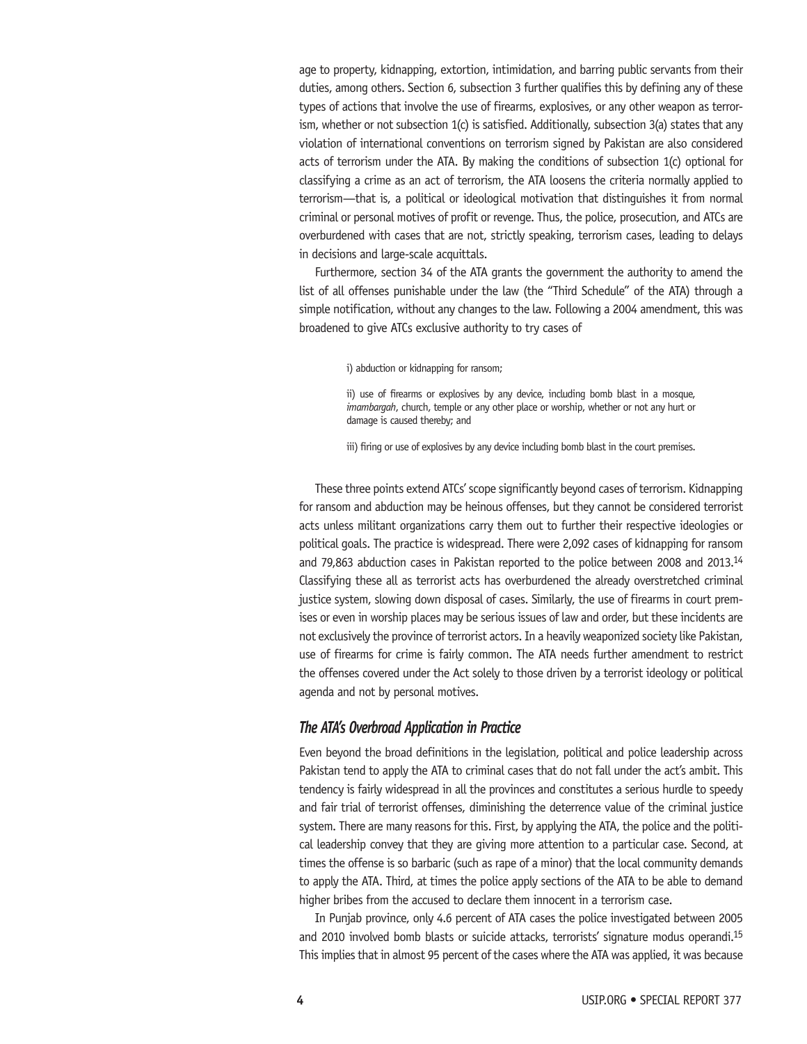age to property, kidnapping, extortion, intimidation, and barring public servants from their duties, among others. Section 6, subsection 3 further qualifies this by defining any of these types of actions that involve the use of firearms, explosives, or any other weapon as terrorism, whether or not subsection 1(c) is satisfied. Additionally, subsection 3(a) states that any violation of international conventions on terrorism signed by Pakistan are also considered acts of terrorism under the ATA. By making the conditions of subsection 1(c) optional for classifying a crime as an act of terrorism, the ATA loosens the criteria normally applied to terrorism—that is, a political or ideological motivation that distinguishes it from normal criminal or personal motives of profit or revenge. Thus, the police, prosecution, and ATCs are overburdened with cases that are not, strictly speaking, terrorism cases, leading to delays in decisions and large-scale acquittals.

Furthermore, section 34 of the ATA grants the government the authority to amend the list of all offenses punishable under the law (the "Third Schedule" of the ATA) through a simple notification, without any changes to the law. Following a 2004 amendment, this was broadened to give ATCs exclusive authority to try cases of

> i) abduction or kidnapping for ransom;
>
> ii) use of firearms or explosives by any device, including bomb blast in a mosque, *imambargah*, church, temple or any other place or worship, whether or not any hurt or damage is caused thereby; and
>
> iii) firing or use of explosives by any device including bomb blast in the court premises.

These three points extend ATCs' scope significantly beyond cases of terrorism. Kidnapping for ransom and abduction may be heinous offenses, but they cannot be considered terrorist acts unless militant organizations carry them out to further their respective ideologies or political goals. The practice is widespread. There were 2,092 cases of kidnapping for ransom and 79,863 abduction cases in Pakistan reported to the police between 2008 and 2013.[14] Classifying these all as terrorist acts has overburdened the already overstretched criminal justice system, slowing down disposal of cases. Similarly, the use of firearms in court premises or even in worship places may be serious issues of law and order, but these incidents are not exclusively the province of terrorist actors. In a heavily weaponized society like Pakistan, use of firearms for crime is fairly common. The ATA needs further amendment to restrict the offenses covered under the Act solely to those driven by a terrorist ideology or political agenda and not by personal motives.

### *The ATA's Overbroad Application in Practice*

Even beyond the broad definitions in the legislation, political and police leadership across Pakistan tend to apply the ATA to criminal cases that do not fall under the act's ambit. This tendency is fairly widespread in all the provinces and constitutes a serious hurdle to speedy and fair trial of terrorist offenses, diminishing the deterrence value of the criminal justice system. There are many reasons for this. First, by applying the ATA, the police and the political leadership convey that they are giving more attention to a particular case. Second, at times the offense is so barbaric (such as rape of a minor) that the local community demands to apply the ATA. Third, at times the police apply sections of the ATA to be able to demand higher bribes from the accused to declare them innocent in a terrorism case.

In Punjab province, only 4.6 percent of ATA cases the police investigated between 2005 and 2010 involved bomb blasts or suicide attacks, terrorists' signature modus operandi.[15] This implies that in almost 95 percent of the cases where the ATA was applied, it was because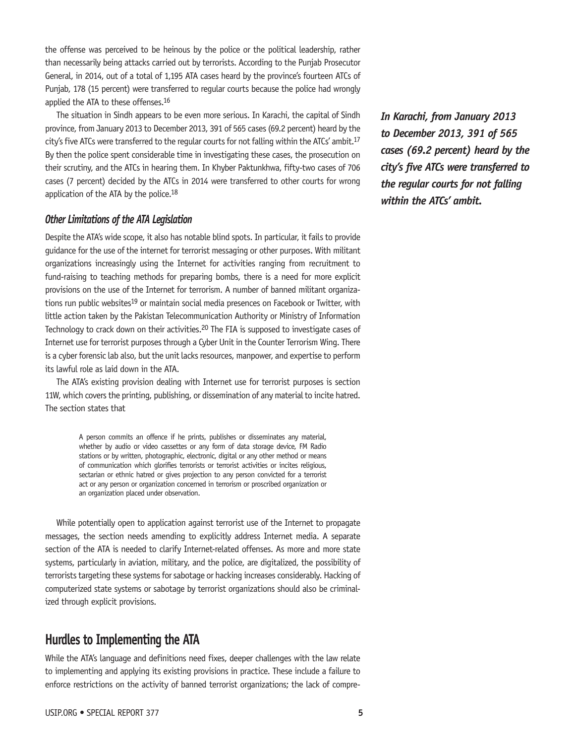the offense was perceived to be heinous by the police or the political leadership, rather than necessarily being attacks carried out by terrorists. According to the Punjab Prosecutor General, in 2014, out of a total of 1,195 ATA cases heard by the province's fourteen ATCs of Punjab, 178 (15 percent) were transferred to regular courts because the police had wrongly applied the ATA to these offenses.[16]

The situation in Sindh appears to be even more serious. In Karachi, the capital of Sindh province, from January 2013 to December 2013, 391 of 565 cases (69.2 percent) heard by the city's five ATCs were transferred to the regular courts for not falling within the ATCs' ambit.[17] By then the police spent considerable time in investigating these cases, the prosecution on their scrutiny, and the ATCs in hearing them. In Khyber Paktunkhwa, fifty-two cases of 706 cases (7 percent) decided by the ATCs in 2014 were transferred to other courts for wrong application of the ATA by the police.[18]

***In Karachi, from January 2013 to December 2013, 391 of 565 cases (69.2 percent) heard by the city's five ATCs were transferred to the regular courts for not falling within the ATCs' ambit.***

### *Other Limitations of the ATA Legislation*

Despite the ATA's wide scope, it also has notable blind spots. In particular, it fails to provide guidance for the use of the internet for terrorist messaging or other purposes. With militant organizations increasingly using the Internet for activities ranging from recruitment to fund-raising to teaching methods for preparing bombs, there is a need for more explicit provisions on the use of the Internet for terrorism. A number of banned militant organizations run public websites[19] or maintain social media presences on Facebook or Twitter, with little action taken by the Pakistan Telecommunication Authority or Ministry of Information Technology to crack down on their activities.[20] The FIA is supposed to investigate cases of Internet use for terrorist purposes through a Cyber Unit in the Counter Terrorism Wing. There is a cyber forensic lab also, but the unit lacks resources, manpower, and expertise to perform its lawful role as laid down in the ATA.

The ATA's existing provision dealing with Internet use for terrorist purposes is section 11W, which covers the printing, publishing, or dissemination of any material to incite hatred. The section states that

> A person commits an offence if he prints, publishes or disseminates any material, whether by audio or video cassettes or any form of data storage device, FM Radio stations or by written, photographic, electronic, digital or any other method or means of communication which glorifies terrorists or terrorist activities or incites religious, sectarian or ethnic hatred or gives projection to any person convicted for a terrorist act or any person or organization concerned in terrorism or proscribed organization or an organization placed under observation.

While potentially open to application against terrorist use of the Internet to propagate messages, the section needs amending to explicitly address Internet media. A separate section of the ATA is needed to clarify Internet-related offenses. As more and more state systems, particularly in aviation, military, and the police, are digitalized, the possibility of terrorists targeting these systems for sabotage or hacking increases considerably. Hacking of computerized state systems or sabotage by terrorist organizations should also be criminalized through explicit provisions.

## Hurdles to Implementing the ATA

While the ATA's language and definitions need fixes, deeper challenges with the law relate to implementing and applying its existing provisions in practice. These include a failure to enforce restrictions on the activity of banned terrorist organizations; the lack of compre-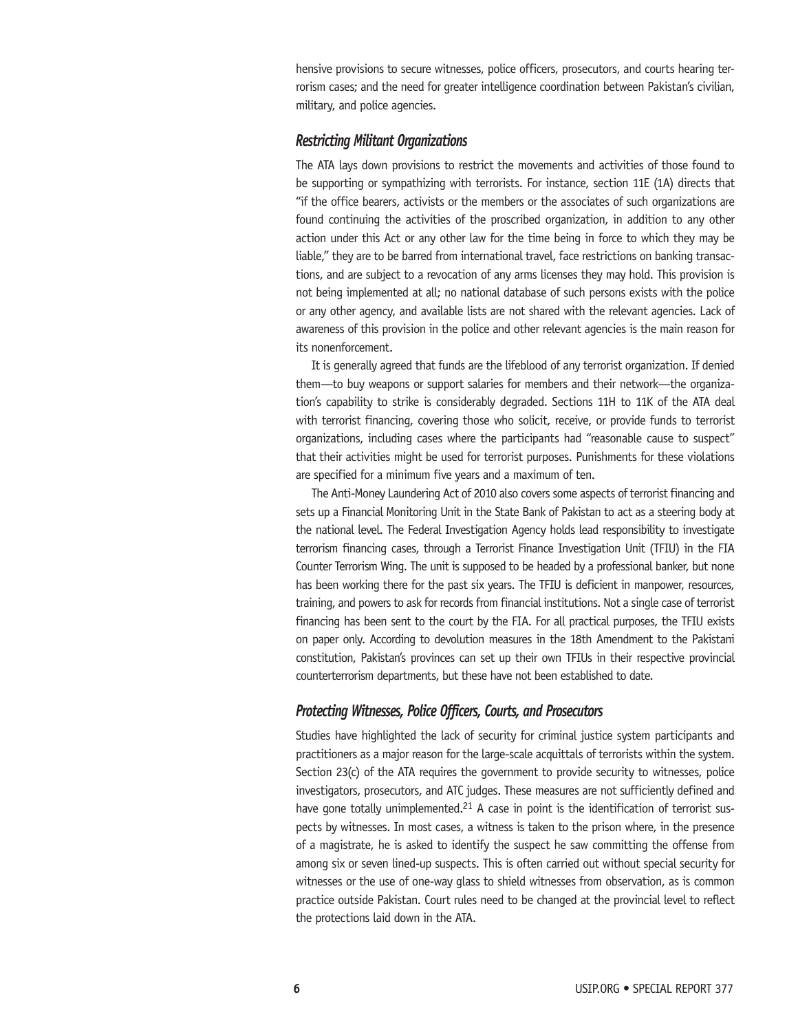hensive provisions to secure witnesses, police officers, prosecutors, and courts hearing terrorism cases; and the need for greater intelligence coordination between Pakistan's civilian, military, and police agencies.

### *Restricting Militant Organizations*

The ATA lays down provisions to restrict the movements and activities of those found to be supporting or sympathizing with terrorists. For instance, section 11E (1A) directs that "if the office bearers, activists or the members or the associates of such organizations are found continuing the activities of the proscribed organization, in addition to any other action under this Act or any other law for the time being in force to which they may be liable," they are to be barred from international travel, face restrictions on banking transactions, and are subject to a revocation of any arms licenses they may hold. This provision is not being implemented at all; no national database of such persons exists with the police or any other agency, and available lists are not shared with the relevant agencies. Lack of awareness of this provision in the police and other relevant agencies is the main reason for its nonenforcement.

It is generally agreed that funds are the lifeblood of any terrorist organization. If denied them—to buy weapons or support salaries for members and their network—the organization's capability to strike is considerably degraded. Sections 11H to 11K of the ATA deal with terrorist financing, covering those who solicit, receive, or provide funds to terrorist organizations, including cases where the participants had "reasonable cause to suspect" that their activities might be used for terrorist purposes. Punishments for these violations are specified for a minimum five years and a maximum of ten.

The Anti-Money Laundering Act of 2010 also covers some aspects of terrorist financing and sets up a Financial Monitoring Unit in the State Bank of Pakistan to act as a steering body at the national level. The Federal Investigation Agency holds lead responsibility to investigate terrorism financing cases, through a Terrorist Finance Investigation Unit (TFIU) in the FIA Counter Terrorism Wing. The unit is supposed to be headed by a professional banker, but none has been working there for the past six years. The TFIU is deficient in manpower, resources, training, and powers to ask for records from financial institutions. Not a single case of terrorist financing has been sent to the court by the FIA. For all practical purposes, the TFIU exists on paper only. According to devolution measures in the 18th Amendment to the Pakistani constitution, Pakistan's provinces can set up their own TFIUs in their respective provincial counterterrorism departments, but these have not been established to date.

### *Protecting Witnesses, Police Officers, Courts, and Prosecutors*

Studies have highlighted the lack of security for criminal justice system participants and practitioners as a major reason for the large-scale acquittals of terrorists within the system. Section 23(c) of the ATA requires the government to provide security to witnesses, police investigators, prosecutors, and ATC judges. These measures are not sufficiently defined and have gone totally unimplemented.[21] A case in point is the identification of terrorist suspects by witnesses. In most cases, a witness is taken to the prison where, in the presence of a magistrate, he is asked to identify the suspect he saw committing the offense from among six or seven lined-up suspects. This is often carried out without special security for witnesses or the use of one-way glass to shield witnesses from observation, as is common practice outside Pakistan. Court rules need to be changed at the provincial level to reflect the protections laid down in the ATA.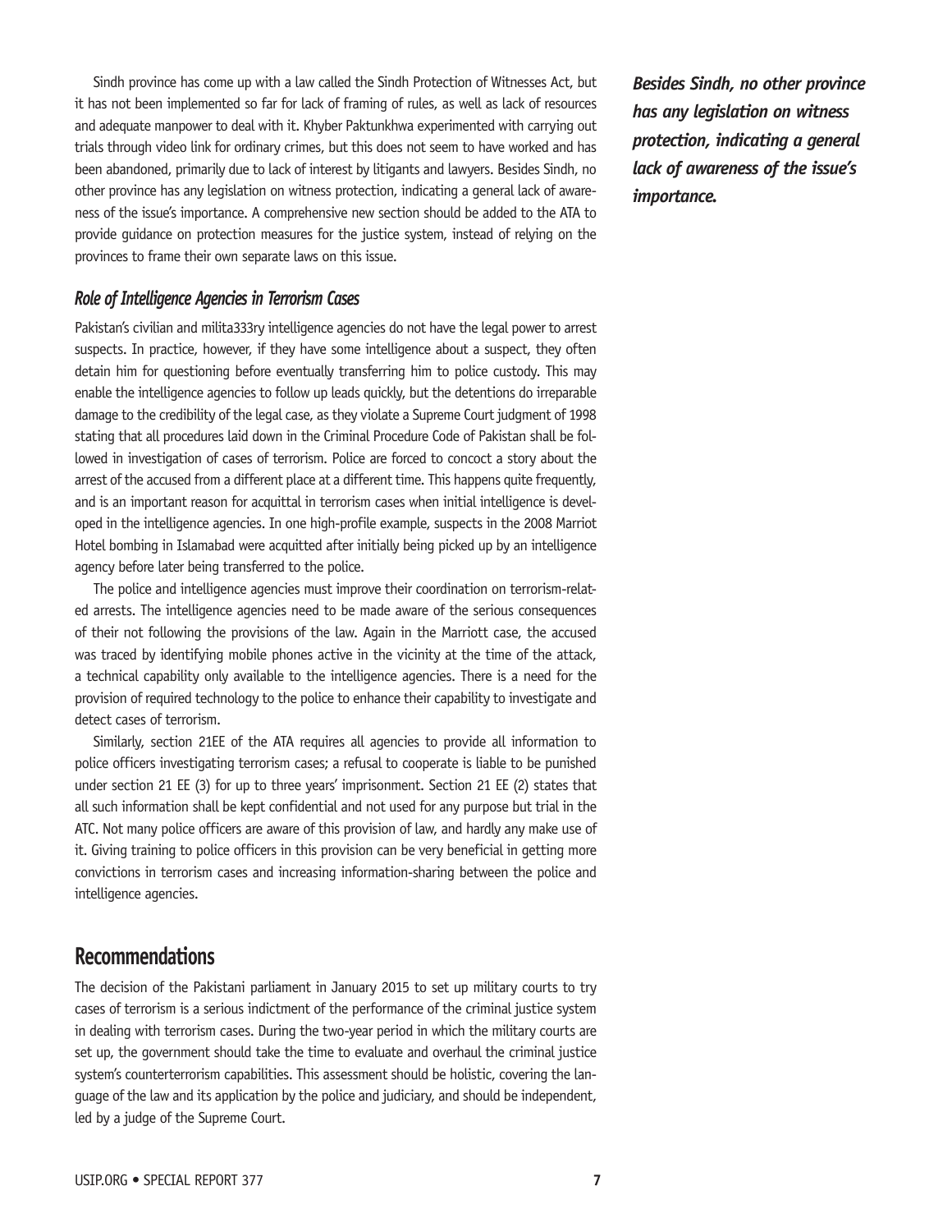Sindh province has come up with a law called the Sindh Protection of Witnesses Act, but it has not been implemented so far for lack of framing of rules, as well as lack of resources and adequate manpower to deal with it. Khyber Paktunkhwa experimented with carrying out trials through video link for ordinary crimes, but this does not seem to have worked and has been abandoned, primarily due to lack of interest by litigants and lawyers. Besides Sindh, no other province has any legislation on witness protection, indicating a general lack of awareness of the issue's importance. A comprehensive new section should be added to the ATA to provide guidance on protection measures for the justice system, instead of relying on the provinces to frame their own separate laws on this issue.

***Besides Sindh, no other province has any legislation on witness protection, indicating a general lack of awareness of the issue's importance.***

### *Role of Intelligence Agencies in Terrorism Cases*

Pakistan's civilian and milita333ry intelligence agencies do not have the legal power to arrest suspects. In practice, however, if they have some intelligence about a suspect, they often detain him for questioning before eventually transferring him to police custody. This may enable the intelligence agencies to follow up leads quickly, but the detentions do irreparable damage to the credibility of the legal case, as they violate a Supreme Court judgment of 1998 stating that all procedures laid down in the Criminal Procedure Code of Pakistan shall be followed in investigation of cases of terrorism. Police are forced to concoct a story about the arrest of the accused from a different place at a different time. This happens quite frequently, and is an important reason for acquittal in terrorism cases when initial intelligence is developed in the intelligence agencies. In one high-profile example, suspects in the 2008 Marriot Hotel bombing in Islamabad were acquitted after initially being picked up by an intelligence agency before later being transferred to the police.

The police and intelligence agencies must improve their coordination on terrorism-related arrests. The intelligence agencies need to be made aware of the serious consequences of their not following the provisions of the law. Again in the Marriott case, the accused was traced by identifying mobile phones active in the vicinity at the time of the attack, a technical capability only available to the intelligence agencies. There is a need for the provision of required technology to the police to enhance their capability to investigate and detect cases of terrorism.

Similarly, section 21EE of the ATA requires all agencies to provide all information to police officers investigating terrorism cases; a refusal to cooperate is liable to be punished under section 21 EE (3) for up to three years' imprisonment. Section 21 EE (2) states that all such information shall be kept confidential and not used for any purpose but trial in the ATC. Not many police officers are aware of this provision of law, and hardly any make use of it. Giving training to police officers in this provision can be very beneficial in getting more convictions in terrorism cases and increasing information-sharing between the police and intelligence agencies.

## Recommendations

The decision of the Pakistani parliament in January 2015 to set up military courts to try cases of terrorism is a serious indictment of the performance of the criminal justice system in dealing with terrorism cases. During the two-year period in which the military courts are set up, the government should take the time to evaluate and overhaul the criminal justice system's counterterrorism capabilities. This assessment should be holistic, covering the language of the law and its application by the police and judiciary, and should be independent, led by a judge of the Supreme Court.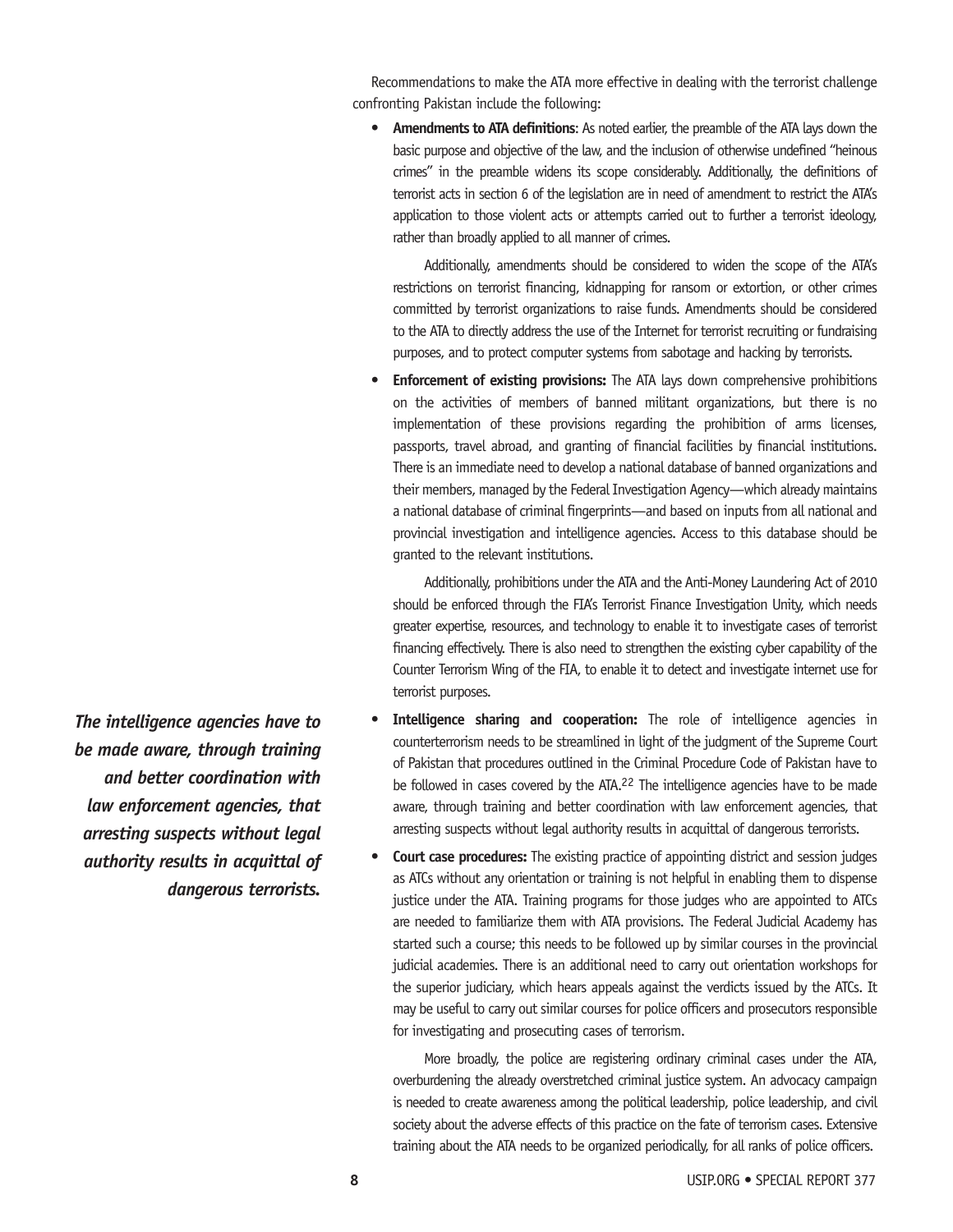Recommendations to make the ATA more effective in dealing with the terrorist challenge confronting Pakistan include the following:

- **Amendments to ATA definitions**: As noted earlier, the preamble of the ATA lays down the basic purpose and objective of the law, and the inclusion of otherwise undefined "heinous crimes" in the preamble widens its scope considerably. Additionally, the definitions of terrorist acts in section 6 of the legislation are in need of amendment to restrict the ATA's application to those violent acts or attempts carried out to further a terrorist ideology, rather than broadly applied to all manner of crimes.

  Additionally, amendments should be considered to widen the scope of the ATA's restrictions on terrorist financing, kidnapping for ransom or extortion, or other crimes committed by terrorist organizations to raise funds. Amendments should be considered to the ATA to directly address the use of the Internet for terrorist recruiting or fundraising purposes, and to protect computer systems from sabotage and hacking by terrorists.

- **Enforcement of existing provisions:** The ATA lays down comprehensive prohibitions on the activities of members of banned militant organizations, but there is no implementation of these provisions regarding the prohibition of arms licenses, passports, travel abroad, and granting of financial facilities by financial institutions. There is an immediate need to develop a national database of banned organizations and their members, managed by the Federal Investigation Agency—which already maintains a national database of criminal fingerprints—and based on inputs from all national and provincial investigation and intelligence agencies. Access to this database should be granted to the relevant institutions.

  Additionally, prohibitions under the ATA and the Anti-Money Laundering Act of 2010 should be enforced through the FIA's Terrorist Finance Investigation Unity, which needs greater expertise, resources, and technology to enable it to investigate cases of terrorist financing effectively. There is also need to strengthen the existing cyber capability of the Counter Terrorism Wing of the FIA, to enable it to detect and investigate internet use for terrorist purposes.

- **Intelligence sharing and cooperation:** The role of intelligence agencies in counterterrorism needs to be streamlined in light of the judgment of the Supreme Court of Pakistan that procedures outlined in the Criminal Procedure Code of Pakistan have to be followed in cases covered by the ATA.[22] The intelligence agencies have to be made aware, through training and better coordination with law enforcement agencies, that arresting suspects without legal authority results in acquittal of dangerous terrorists.

- **Court case procedures:** The existing practice of appointing district and session judges as ATCs without any orientation or training is not helpful in enabling them to dispense justice under the ATA. Training programs for those judges who are appointed to ATCs are needed to familiarize them with ATA provisions. The Federal Judicial Academy has started such a course; this needs to be followed up by similar courses in the provincial judicial academies. There is an additional need to carry out orientation workshops for the superior judiciary, which hears appeals against the verdicts issued by the ATCs. It may be useful to carry out similar courses for police officers and prosecutors responsible for investigating and prosecuting cases of terrorism.

  More broadly, the police are registering ordinary criminal cases under the ATA, overburdening the already overstretched criminal justice system. An advocacy campaign is needed to create awareness among the political leadership, police leadership, and civil society about the adverse effects of this practice on the fate of terrorism cases. Extensive training about the ATA needs to be organized periodically, for all ranks of police officers.

***The intelligence agencies have to be made aware, through training and better coordination with law enforcement agencies, that arresting suspects without legal authority results in acquittal of dangerous terrorists.***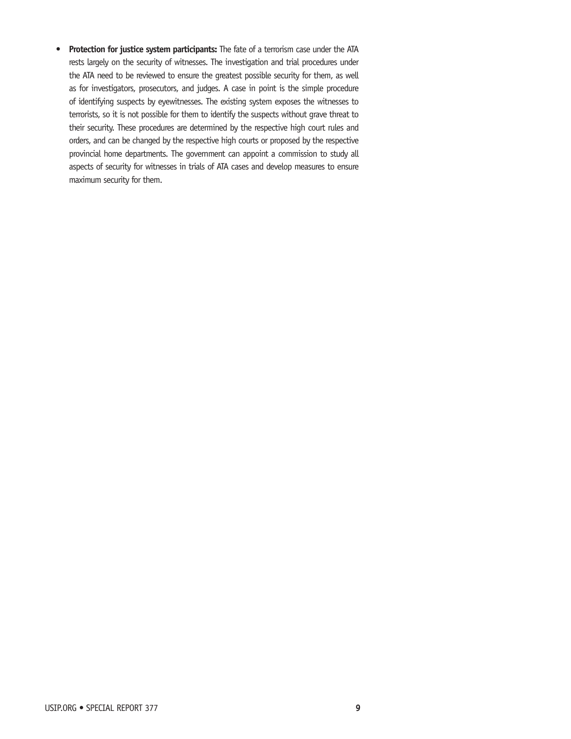- **Protection for justice system participants:** The fate of a terrorism case under the ATA rests largely on the security of witnesses. The investigation and trial procedures under the ATA need to be reviewed to ensure the greatest possible security for them, as well as for investigators, prosecutors, and judges. A case in point is the simple procedure of identifying suspects by eyewitnesses. The existing system exposes the witnesses to terrorists, so it is not possible for them to identify the suspects without grave threat to their security. These procedures are determined by the respective high court rules and orders, and can be changed by the respective high courts or proposed by the respective provincial home departments. The government can appoint a commission to study all aspects of security for witnesses in trials of ATA cases and develop measures to ensure maximum security for them.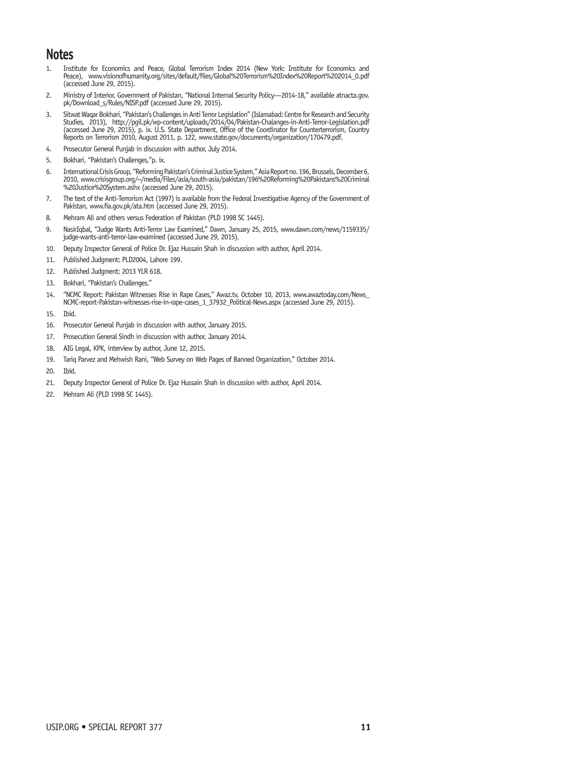## Notes

1. Institute for Economics and Peace, Global Terrorism Index 2014 (New York: Institute for Economics and Peace), www.visionofhumanity.org/sites/default/files/Global%20Terrorism%20Index%20Report%202014_0.pdf (accessed June 29, 2015).
2. Ministry of Interior, Government of Pakistan, "National Internal Security Policy—2014-18," available atnacta.gov.pk/Download_s/Rules/NISP.pdf (accessed June 29, 2015).
3. Sitwat Waqar Bokhari, "Pakistan's Challenges in Anti Terror Legislation" (Islamabad: Centre for Research and Security Studies, 2013), http://pgil.pk/wp-content/uploads/2014/04/Pakistan-Chalanges-in-Anti-Terror-Legislation.pdf (accessed June 29, 2015), p. ix. U.S. State Department, Office of the Coordinator for Counterterrorism, Country Reports on Terrorism 2010, August 2011, p. 122, www.state.gov/documents/organization/170479.pdf.
4. Prosecutor General Punjab in discussion with author, July 2014.
5. Bokhari, "Pakistan's Challenges,"p. ix.
6. International Crisis Group, "Reforming Pakistan's Criminal Justice System," Asia Report no. 196, Brussels, December 6, 2010, www.crisisgroup.org/~/media/Files/asia/south-asia/pakistan/196%20Reforming%20Pakistans%20Criminal%20Justice%20System.ashx (accessed June 29, 2015).
7. The text of the Anti-Terrorism Act (1997) is available from the Federal Investigative Agency of the Government of Pakistan, www.fia.gov.pk/ata.htm (accessed June 29, 2015).
8. Mehram Ali and others versus Federation of Pakistan (PLD 1998 SC 1445).
9. NasirIqbal, "Judge Wants Anti-Terror Law Examined," Dawn, January 25, 2015, www.dawn.com/news/1159335/judge-wants-anti-terror-law-examined (accessed June 29, 2015).
10. Deputy Inspector General of Police Dr. Ejaz Hussain Shah in discussion with author, April 2014.
11. Published Judgment: PLD2004, Lahore 199.
12. Published Judgment: 2013 YLR 618.
13. Bokhari, "Pakistan's Challenges."
14. "NCMC Report: Pakistan Witnesses Rise in Rape Cases," Awaz.tv, October 10, 2013, www.awaztoday.com/News_NCMC-report-Pakistan-witnesses-rise-in-rape-cases_1_37932_Political-News.aspx (accessed June 29, 2015).
15. Ibid.
16. Prosecutor General Punjab in discussion with author, January 2015.
17. Prosecution General Sindh in discussion with author, January 2014.
18. AIG Legal, KPK, interview by author, June 12, 2015.
19. Tariq Parvez and Mehwish Rani, "Web Survey on Web Pages of Banned Organization," October 2014.
20. Ibid.
21. Deputy Inspector General of Police Dr. Ejaz Hussain Shah in discussion with author, April 2014.
22. Mehram Ali (PLD 1998 SC 1445).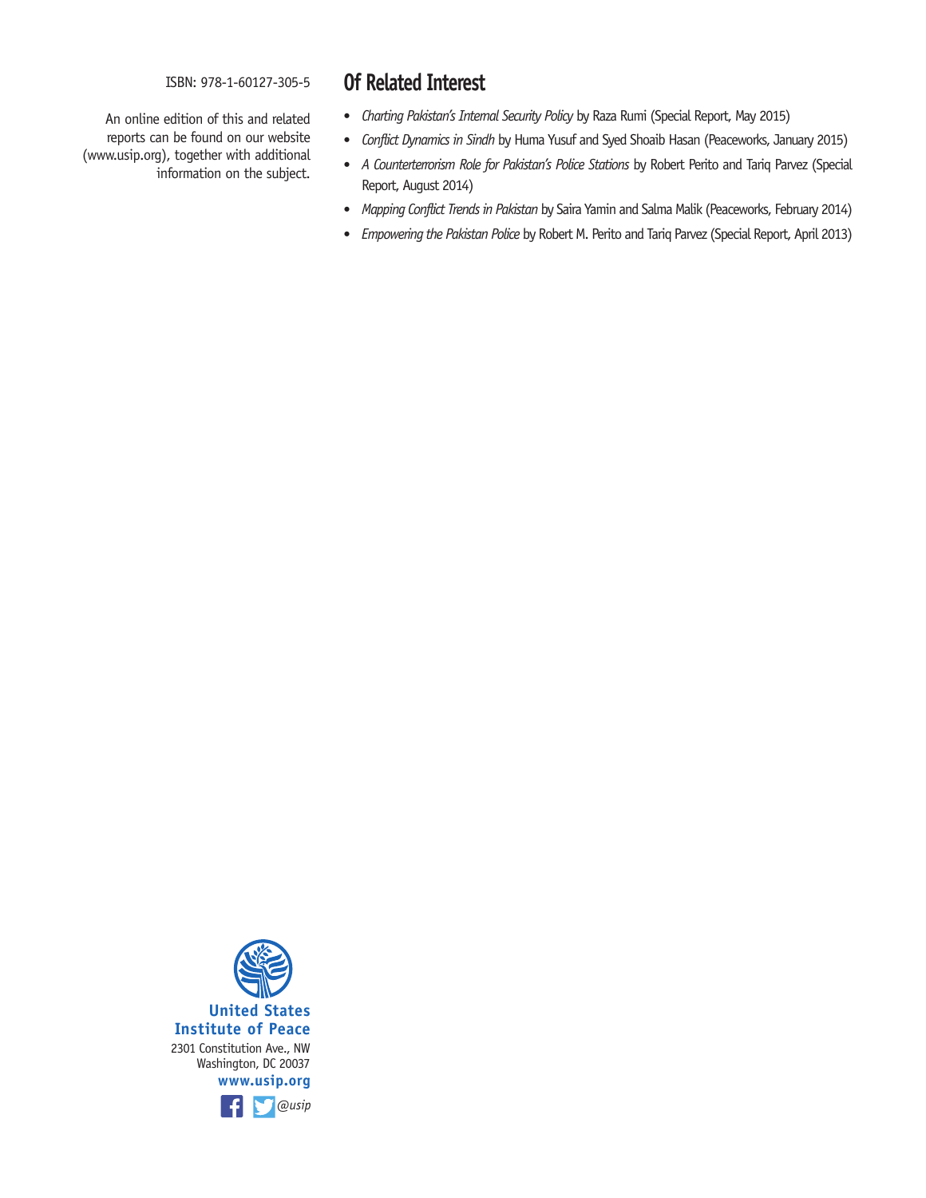ISBN: 978-1-60127-305-5

An online edition of this and related reports can be found on our website (www.usip.org), together with additional information on the subject.

## Of Related Interest

- *Charting Pakistan's Internal Security Policy* by Raza Rumi (Special Report, May 2015)
- *Conflict Dynamics in Sindh* by Huma Yusuf and Syed Shoaib Hasan (Peaceworks, January 2015)
- *A Counterterrorism Role for Pakistan's Police Stations* by Robert Perito and Tariq Parvez (Special Report, August 2014)
- *Mapping Conflict Trends in Pakistan* by Saira Yamin and Salma Malik (Peaceworks, February 2014)
- *Empowering the Pakistan Police* by Robert M. Perito and Tariq Parvez (Special Report, April 2013)

**United States Institute of Peace**
2301 Constitution Ave., NW
Washington, DC 20037
**www.usip.org**
@usip